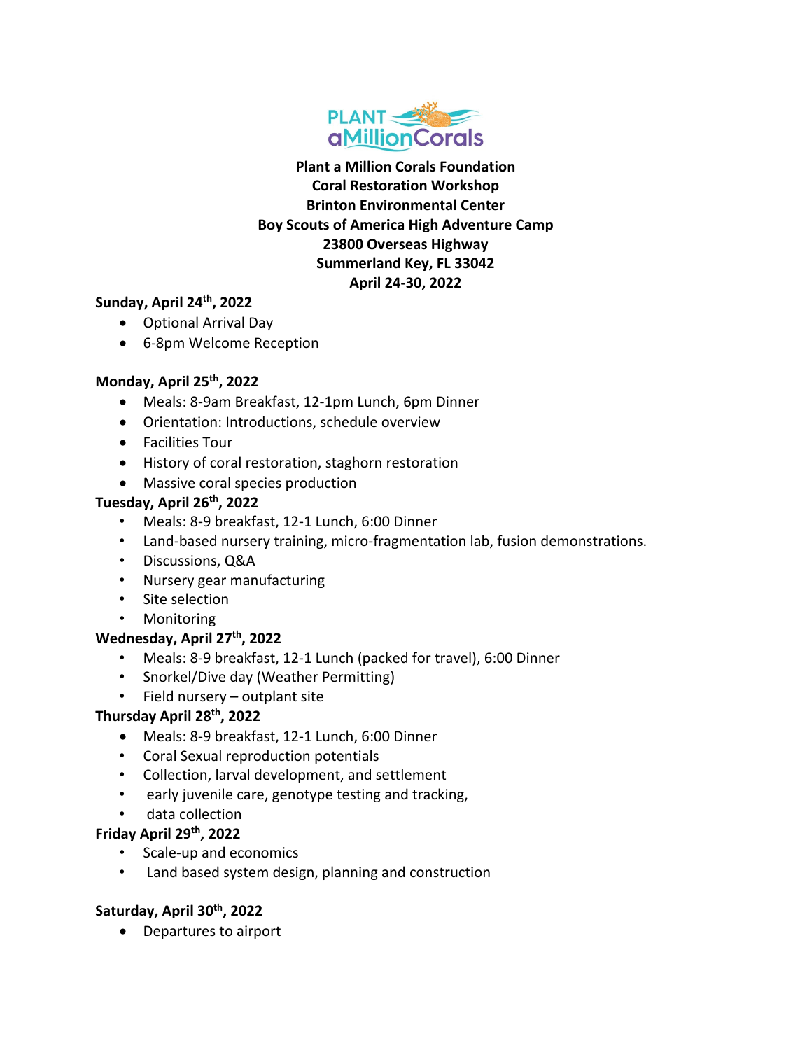**Plant a Million Corals Foundation**
**Coral Restoration Workshop**
**Brinton Environmental Center**
**Boy Scouts of America High Adventure Camp**
**23800 Overseas Highway**
**Summerland Key, FL 33042**
**April 24-30, 2022**

**Sunday, April 24th, 2022**

- Optional Arrival Day
- 6-8pm Welcome Reception

**Monday, April 25th, 2022**

- Meals: 8-9am Breakfast, 12-1pm Lunch, 6pm Dinner
- Orientation: Introductions, schedule overview
- Facilities Tour
- History of coral restoration, staghorn restoration
- Massive coral species production

**Tuesday, April 26th, 2022**

- Meals: 8-9 breakfast, 12-1 Lunch, 6:00 Dinner
- Land-based nursery training, micro-fragmentation lab, fusion demonstrations.
- Discussions, Q&A
- Nursery gear manufacturing
- Site selection
- Monitoring

**Wednesday, April 27th, 2022**

- Meals: 8-9 breakfast, 12-1 Lunch (packed for travel), 6:00 Dinner
- Snorkel/Dive day (Weather Permitting)
- Field nursery – outplant site

**Thursday April 28th, 2022**

- Meals: 8-9 breakfast, 12-1 Lunch, 6:00 Dinner
- Coral Sexual reproduction potentials
- Collection, larval development, and settlement
- early juvenile care, genotype testing and tracking,
- data collection

**Friday April 29th, 2022**

- Scale-up and economics
- Land based system design, planning and construction

**Saturday, April 30th, 2022**

- Departures to airport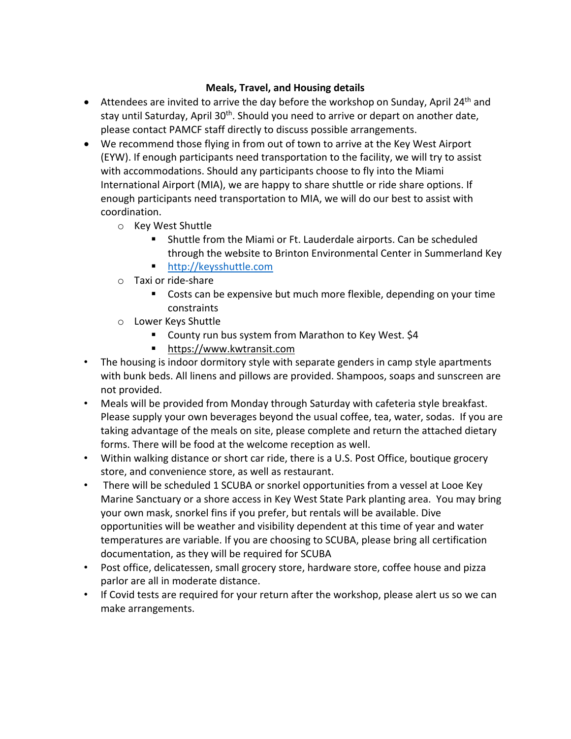**Meals, Travel, and Housing details**

- Attendees are invited to arrive the day before the workshop on Sunday, April 24th and stay until Saturday, April 30th. Should you need to arrive or depart on another date, please contact PAMCF staff directly to discuss possible arrangements.
- We recommend those flying in from out of town to arrive at the Key West Airport (EYW). If enough participants need transportation to the facility, we will try to assist with accommodations. Should any participants choose to fly into the Miami International Airport (MIA), we are happy to share shuttle or ride share options. If enough participants need transportation to MIA, we will do our best to assist with coordination.
  - Key West Shuttle
    - Shuttle from the Miami or Ft. Lauderdale airports. Can be scheduled through the website to Brinton Environmental Center in Summerland Key
    - http://keysshuttle.com
  - Taxi or ride-share
    - Costs can be expensive but much more flexible, depending on your time constraints
  - Lower Keys Shuttle
    - County run bus system from Marathon to Key West. $4
    - https://www.kwtransit.com
- The housing is indoor dormitory style with separate genders in camp style apartments with bunk beds. All linens and pillows are provided. Shampoos, soaps and sunscreen are not provided.
- Meals will be provided from Monday through Saturday with cafeteria style breakfast. Please supply your own beverages beyond the usual coffee, tea, water, sodas. If you are taking advantage of the meals on site, please complete and return the attached dietary forms. There will be food at the welcome reception as well.
- Within walking distance or short car ride, there is a U.S. Post Office, boutique grocery store, and convenience store, as well as restaurant.
- There will be scheduled 1 SCUBA or snorkel opportunities from a vessel at Looe Key Marine Sanctuary or a shore access in Key West State Park planting area. You may bring your own mask, snorkel fins if you prefer, but rentals will be available. Dive opportunities will be weather and visibility dependent at this time of year and water temperatures are variable. If you are choosing to SCUBA, please bring all certification documentation, as they will be required for SCUBA
- Post office, delicatessen, small grocery store, hardware store, coffee house and pizza parlor are all in moderate distance.
- If Covid tests are required for your return after the workshop, please alert us so we can make arrangements.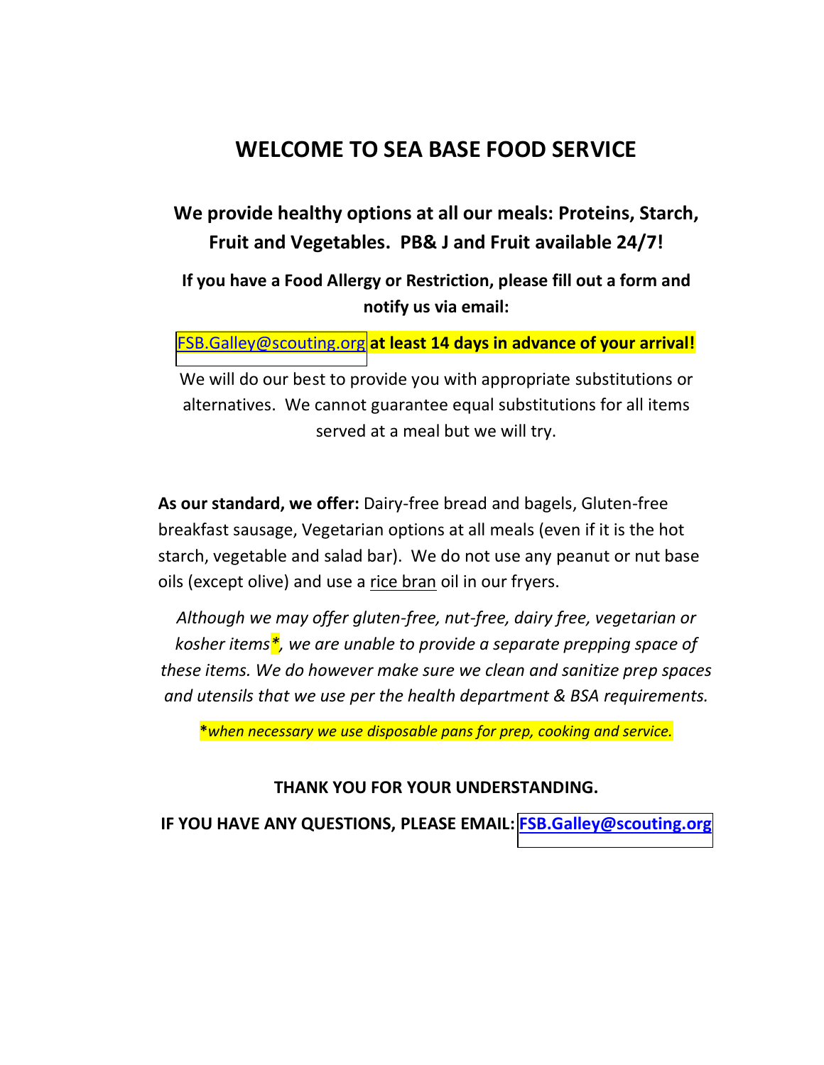# WELCOME TO SEA BASE FOOD SERVICE

**We provide healthy options at all our meals: Proteins, Starch, Fruit and Vegetables. PB& J and Fruit available 24/7!**

**If you have a Food Allergy or Restriction, please fill out a form and notify us via email:**

FSB.Galley@scouting.org **at least 14 days in advance of your arrival!**

We will do our best to provide you with appropriate substitutions or alternatives. We cannot guarantee equal substitutions for all items served at a meal but we will try.

**As our standard, we offer:** Dairy-free bread and bagels, Gluten-free breakfast sausage, Vegetarian options at all meals (even if it is the hot starch, vegetable and salad bar). We do not use any peanut or nut base oils (except olive) and use a rice bran oil in our fryers.

*Although we may offer gluten-free, nut-free, dairy free, vegetarian or kosher items*, we are unable to provide a separate prepping space of these items. We do however make sure we clean and sanitize prep spaces and utensils that we use per the health department & BSA requirements.*

**\***_when necessary we use disposable pans for prep, cooking and service._

**THANK YOU FOR YOUR UNDERSTANDING.**

**IF YOU HAVE ANY QUESTIONS, PLEASE EMAIL: FSB.Galley@scouting.org**